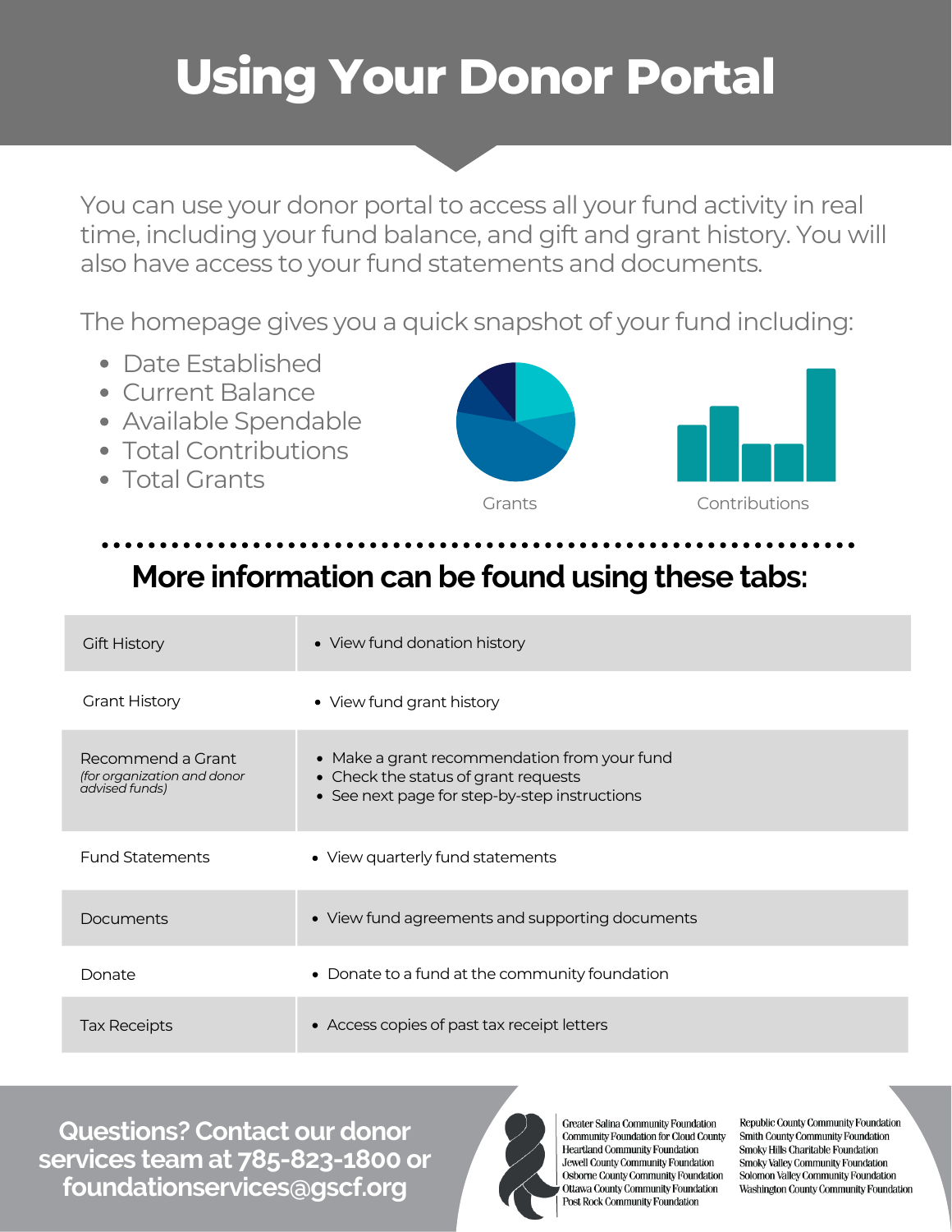# Using Your Donor Portal

You can use your donor portal to access all your fund activity in real time, including your fund balance, and gift and grant history. You will also have access to your fund statements and documents.

The homepage gives you a quick snapshot of your fund including:

- Date Established
- Current Balance
- Available Spendable
- Total Contributions
- Total Grants

Grants

Contributions

## More information can be found using these tabs:

| | |
|---|---|
| Gift History | • View fund donation history |
| Grant History | • View fund grant history |
| Recommend a Grant *(for organization and donor advised funds)* | • Make a grant recommendation from your fund<br>• Check the status of grant requests<br>• See next page for step-by-step instructions |
| Fund Statements | • View quarterly fund statements |
| Documents | • View fund agreements and supporting documents |
| Donate | • Donate to a fund at the community foundation |
| Tax Receipts | • Access copies of past tax receipt letters |

**Questions? Contact our donor services team at 785-823-1800 or foundationservices@gscf.org**

Greater Salina Community Foundation
Community Foundation for Cloud County
Heartland Community Foundation
Jewell County Community Foundation
Osborne County Community Foundation
Ottawa County Community Foundation
Post Rock Community Foundation
Republic County Community Foundation
Smith County Community Foundation
Smoky Hills Charitable Foundation
Smoky Valley Community Foundation
Solomon Valley Community Foundation
Washington County Community Foundation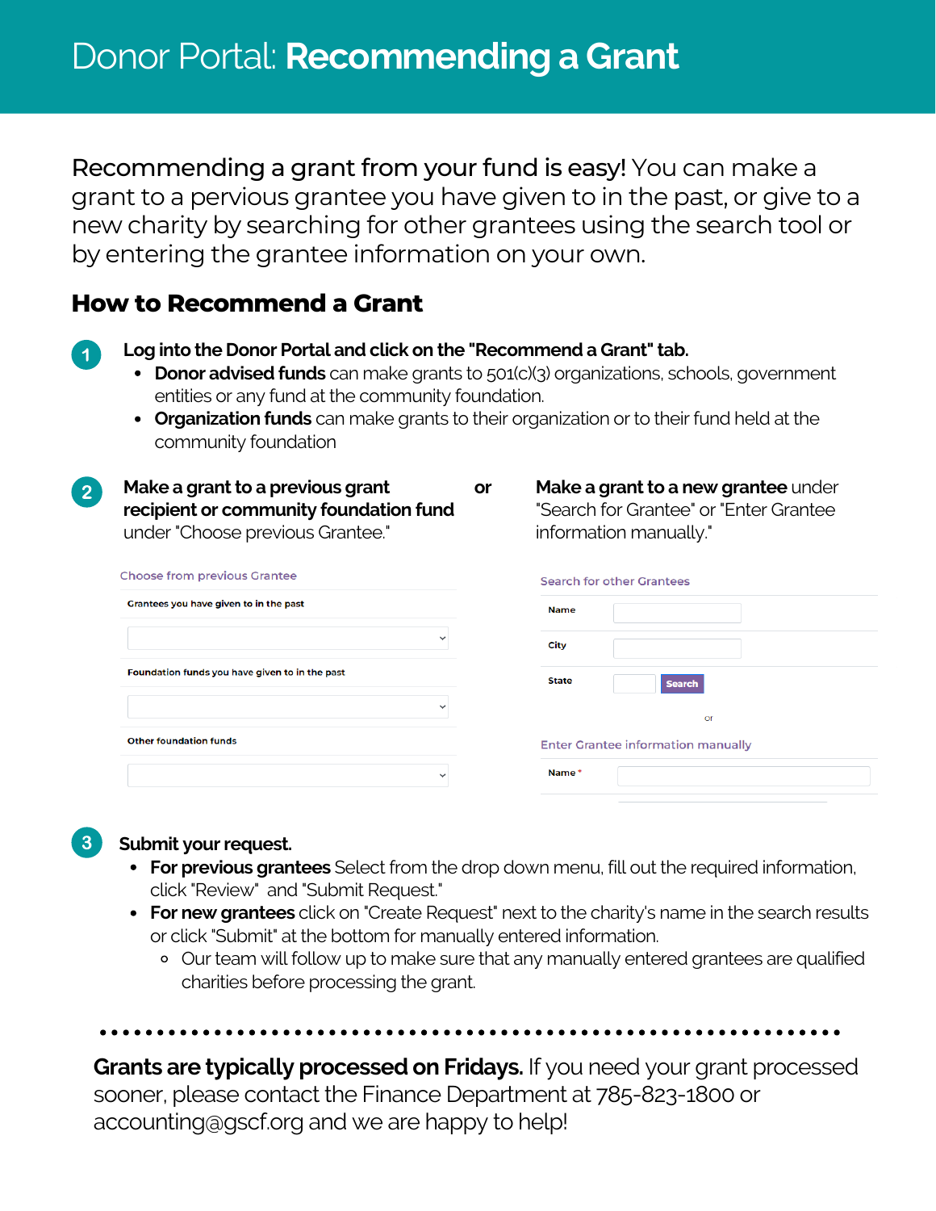# Donor Portal: **Recommending a Grant**

**Recommending a grant from your fund is easy!** You can make a grant to a pervious grantee you have given to in the past, or give to a new charity by searching for other grantees using the search tool or by entering the grantee information on your own.

## How to Recommend a Grant

**1** **Log into the Donor Portal and click on the "Recommend a Grant" tab.**

- **Donor advised funds** can make grants to 501(c)(3) organizations, schools, government entities or any fund at the community foundation.
- **Organization funds** can make grants to their organization or to their fund held at the community foundation

**2** **Make a grant to a previous grant recipient or community foundation fund** under "Choose previous Grantee."

**or**

**Make a grant to a new grantee** under "Search for Grantee" or "Enter Grantee information manually."

Choose from previous Grantee

Grantees you have given to in the past

Foundation funds you have given to in the past

Other foundation funds

Search for other Grantees

Name

City

State

Search

or

Enter Grantee information manually

Name *

**3** **Submit your request.**

- **For previous grantees** Select from the drop down menu, fill out the required information, click "Review" and "Submit Request."
- **For new grantees** click on "Create Request" next to the charity's name in the search results or click "Submit" at the bottom for manually entered information.
  - Our team will follow up to make sure that any manually entered grantees are qualified charities before processing the grant.

**Grants are typically processed on Fridays.** If you need your grant processed sooner, please contact the Finance Department at 785-823-1800 or accounting@gscf.org and we are happy to help!